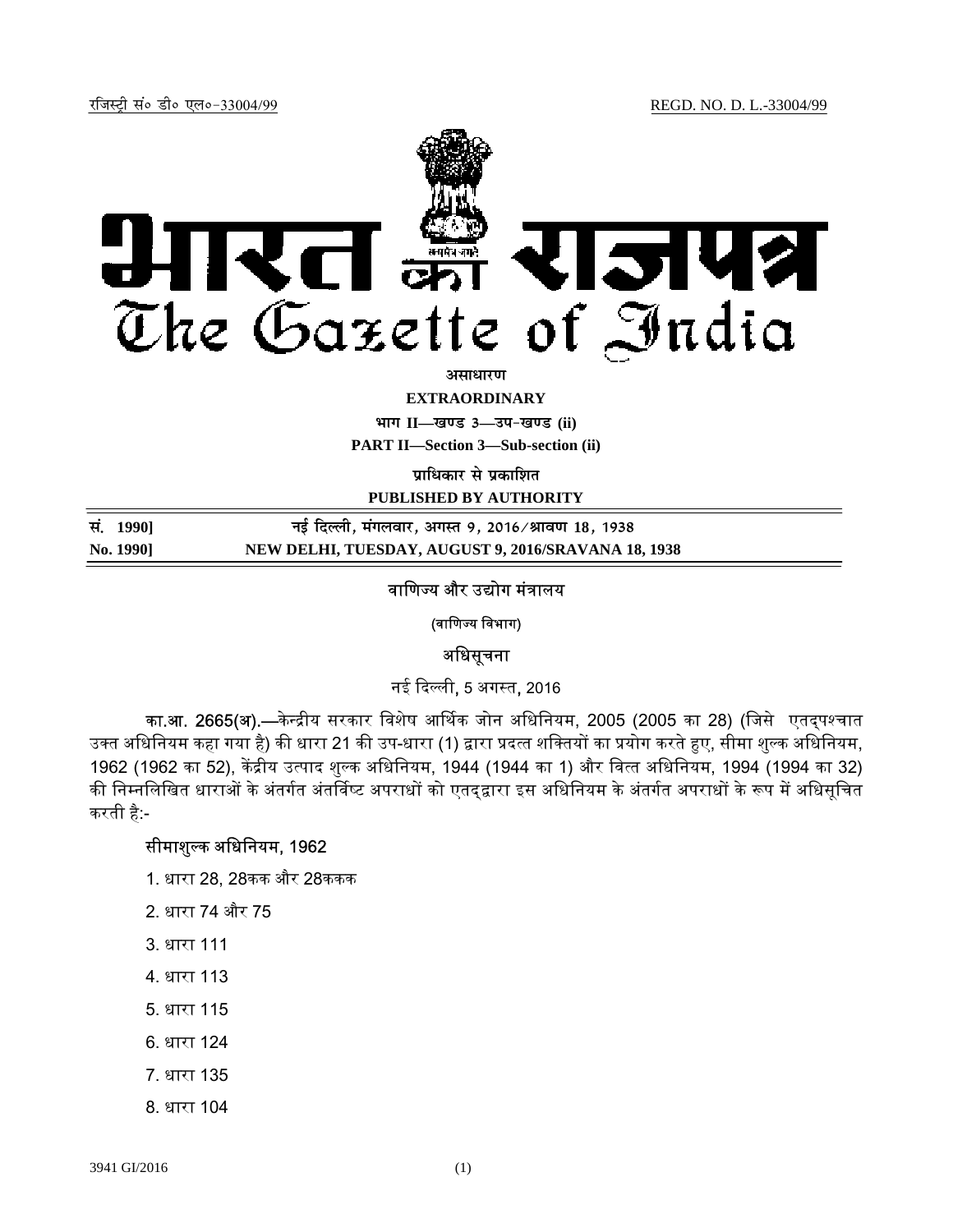रजिस्ट्री सं० डी० एल०-33004/99 REGD. NO. D. L.-33004/99

# भारत का राजपत्र
# The Gazette of India

**असाधारण**

**EXTRAORDINARY**

**भाग II—खण्ड 3—उप-खण्ड (ii)**

**PART II—Section 3—Sub-section (ii)**

**प्राधिकार से प्रकाशित**

**PUBLISHED BY AUTHORITY**

| | |
|---|---|
| **सं. 1990]** | **नई दिल्ली, मंगलवार, अगस्त 9, 2016/श्रावण 18, 1938** |
| **No. 1990]** | **NEW DELHI, TUESDAY, AUGUST 9, 2016/SRAVANA 18, 1938** |

वाणिज्य और उद्योग मंत्रालय

(वाणिज्य विभाग)

अधिसूचना

नई दिल्ली, 5 अगस्त, 2016

**का.आ. 2665(अ).**—केन्द्रीय सरकार विशेष आर्थिक जोन अधिनियम, 2005 (2005 का 28) (जिसे एतद्पश्चात उक्त अधिनियम कहा गया है) की धारा 21 की उप-धारा (1) द्वारा प्रदत्त शक्तियों का प्रयोग करते हुए, सीमा शुल्क अधिनियम, 1962 (1962 का 52), केंद्रीय उत्पाद शुल्क अधिनियम, 1944 (1944 का 1) और वित्त अधिनियम, 1994 (1994 का 32) की निम्नलिखित धाराओं के अंतर्गत अंतर्विष्ट अपराधों को एतद्द्वारा इस अधिनियम के अंतर्गत अपराधों के रूप में अधिसूचित करती है:-

सीमाशुल्क अधिनियम, 1962

1. धारा 28, 28कक और 28ककक
2. धारा 74 और 75
3. धारा 111
4. धारा 113
5. धारा 115
6. धारा 124
7. धारा 135
8. धारा 104

3941 GI/2016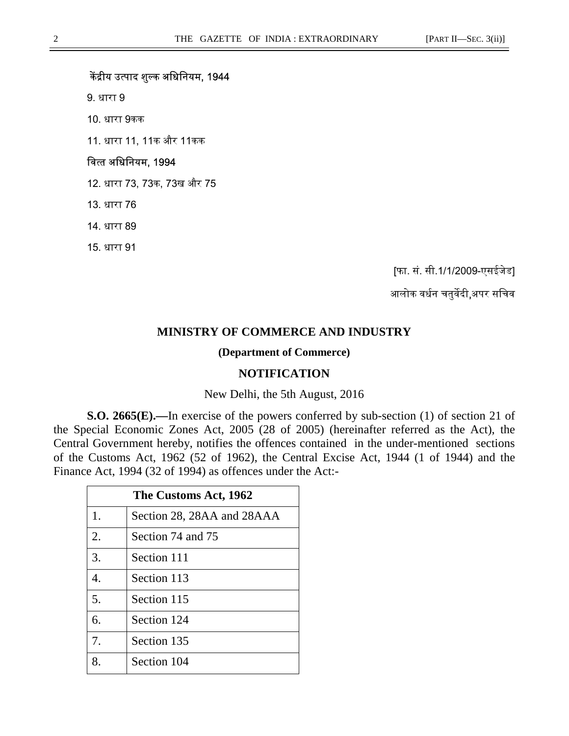केंद्रीय उत्पाद शुल्क अधिनियम, 1944

9. धारा 9

10. धारा 9कक

11. धारा 11, 11क और 11कक

वित्त अधिनियम, 1994

12. धारा 73, 73क, 73ख और 75

13. धारा 76

14. धारा 89

15. धारा 91

[फा. सं. सी.1/1/2009-एसईजेड]

आलोक वर्धन चतुर्वेदी,अपर सचिव

## MINISTRY OF COMMERCE AND INDUSTRY

### (Department of Commerce)

### NOTIFICATION

New Delhi, the 5th August, 2016

**S.O. 2665(E).—**In exercise of the powers conferred by sub-section (1) of section 21 of the Special Economic Zones Act, 2005 (28 of 2005) (hereinafter referred as the Act), the Central Government hereby, notifies the offences contained in the under-mentioned sections of the Customs Act, 1962 (52 of 1962), the Central Excise Act, 1944 (1 of 1944) and the Finance Act, 1994 (32 of 1994) as offences under the Act:-

| The Customs Act, 1962 | |
|---|---|
| 1. | Section 28, 28AA and 28AAA |
| 2. | Section 74 and 75 |
| 3. | Section 111 |
| 4. | Section 113 |
| 5. | Section 115 |
| 6. | Section 124 |
| 7. | Section 135 |
| 8. | Section 104 |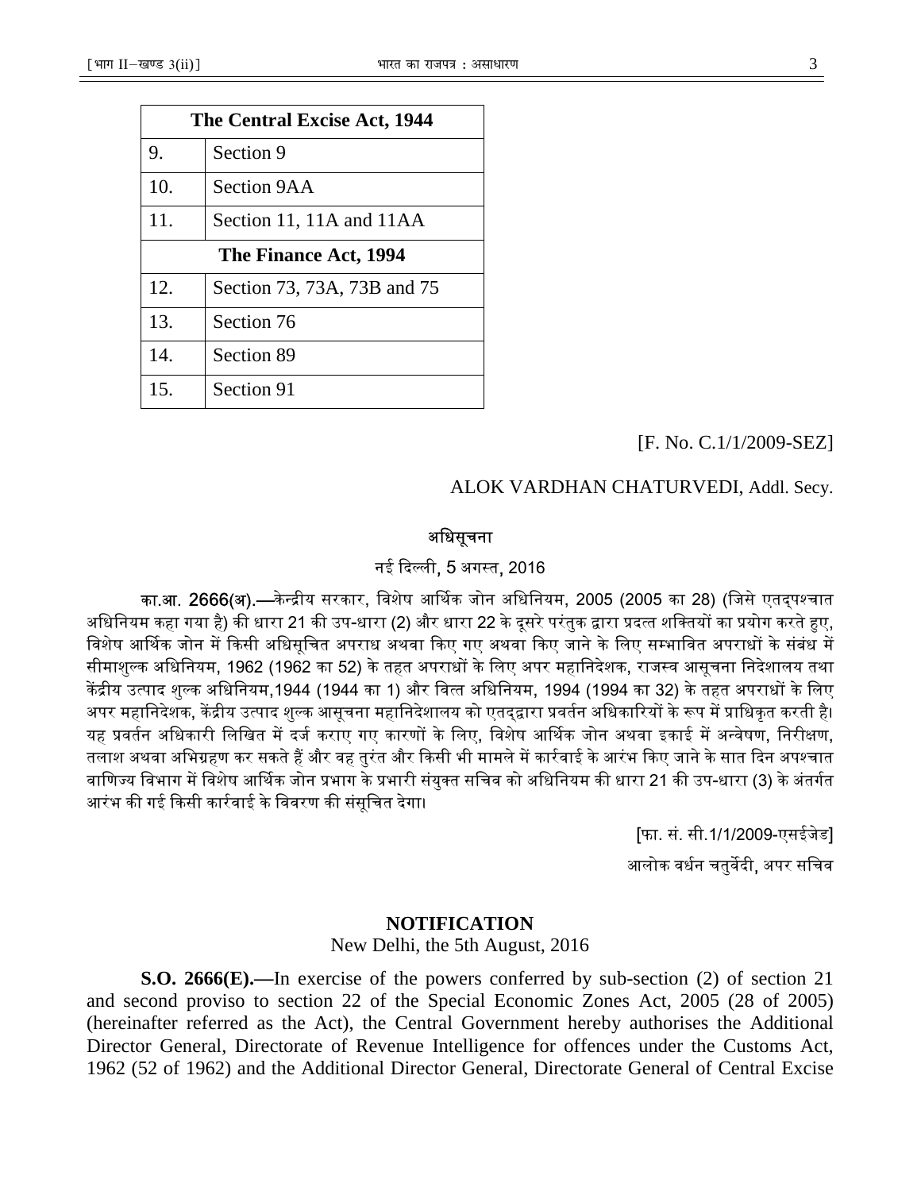| The Central Excise Act, 1944 | |
|---|---|
| 9. | Section 9 |
| 10. | Section 9AA |
| 11. | Section 11, 11A and 11AA |
| **The Finance Act, 1994** | |
| 12. | Section 73, 73A, 73B and 75 |
| 13. | Section 76 |
| 14. | Section 89 |
| 15. | Section 91 |

[F. No. C.1/1/2009-SEZ]

ALOK VARDHAN CHATURVEDI, Addl. Secy.

## अधिसूचना

नई दिल्ली, 5 अगस्त, 2016

**का.आ. 2666(अ).**—केन्द्रीय सरकार, विशेष आर्थिक जोन अधिनियम, 2005 (2005 का 28) (जिसे एतद्पश्चात अधिनियम कहा गया है) की धारा 21 की उप-धारा (2) और धारा 22 के दूसरे परंतुक द्वारा प्रदत्त शक्तियों का प्रयोग करते हुए, विशेष आर्थिक जोन में किसी अधिसूचित अपराध अथवा किए गए अथवा किए जाने के लिए सम्भावित अपराधों के संबंध में सीमाशुल्क अधिनियम, 1962 (1962 का 52) के तहत अपराधों के लिए अपर महानिदेशक, राजस्व आसूचना निदेशालय तथा केंद्रीय उत्पाद शुल्क अधिनियम,1944 (1944 का 1) और वित्त अधिनियम, 1994 (1994 का 32) के तहत अपराधों के लिए अपर महानिदेशक, केंद्रीय उत्पाद शुल्क आसूचना महानिदेशालय को एतद्द्वारा प्रवर्तन अधिकारियों के रूप में प्राधिकृत करती है। यह प्रवर्तन अधिकारी लिखित में दर्ज कराए गए कारणों के लिए, विशेष आर्थिक जोन अथवा इकाई में अन्वेषण, निरीक्षण, तलाश अथवा अभिग्रहण कर सकते हैं और वह तुरंत और किसी भी मामले में कार्रवाई के आरंभ किए जाने के सात दिन अपश्चात वाणिज्य विभाग में विशेष आर्थिक जोन प्रभाग के प्रभारी संयुक्त सचिव को अधिनियम की धारा 21 की उप-धारा (3) के अंतर्गत आरंभ की गई किसी कार्रवाई के विवरण की संसूचित देगा।

[फा. सं. सी.1/1/2009-एसईजेड]

आलोक वर्धन चतुर्वेदी, अपर सचिव

## NOTIFICATION

New Delhi, the 5th August, 2016

**S.O. 2666(E).**—In exercise of the powers conferred by sub-section (2) of section 21 and second proviso to section 22 of the Special Economic Zones Act, 2005 (28 of 2005) (hereinafter referred as the Act), the Central Government hereby authorises the Additional Director General, Directorate of Revenue Intelligence for offences under the Customs Act, 1962 (52 of 1962) and the Additional Director General, Directorate General of Central Excise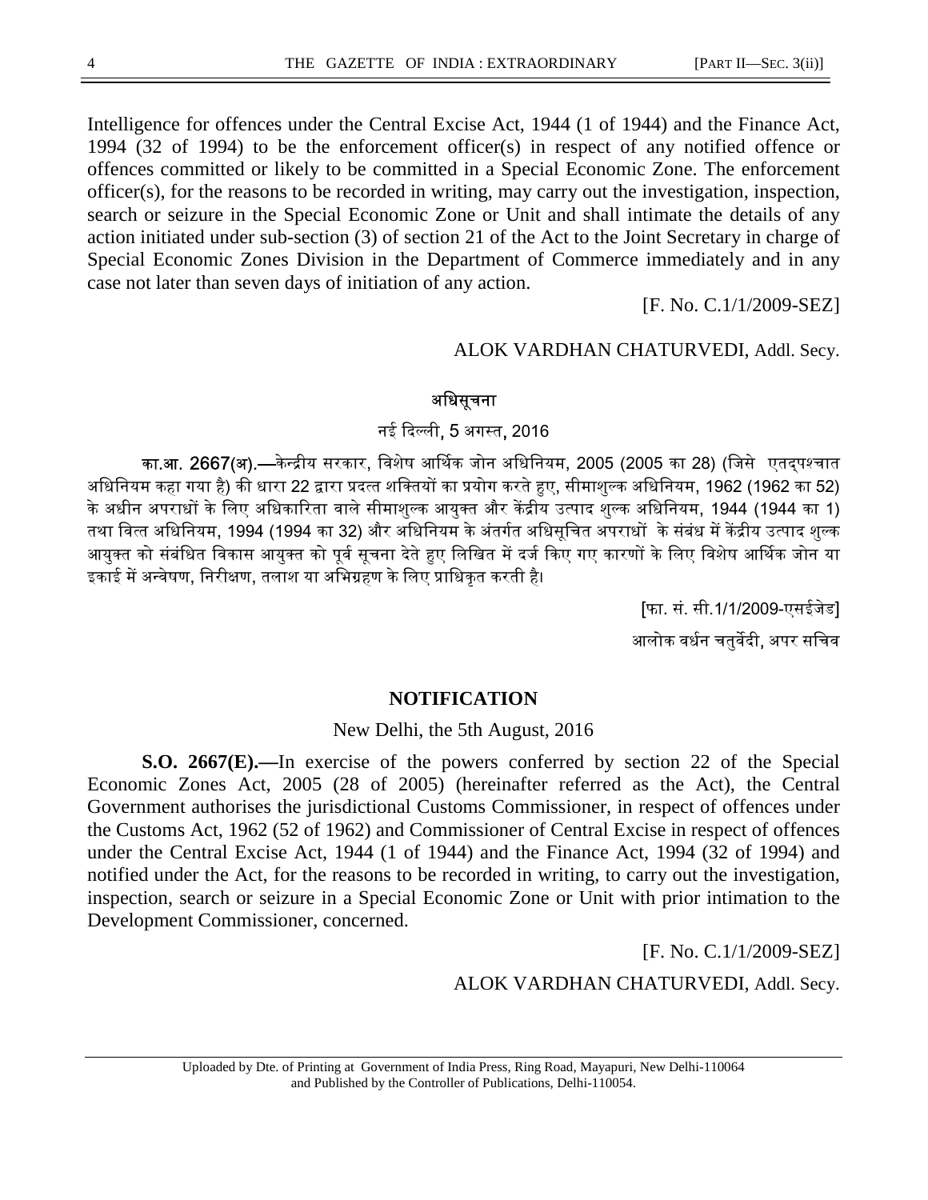Intelligence for offences under the Central Excise Act, 1944 (1 of 1944) and the Finance Act, 1994 (32 of 1994) to be the enforcement officer(s) in respect of any notified offence or offences committed or likely to be committed in a Special Economic Zone. The enforcement officer(s), for the reasons to be recorded in writing, may carry out the investigation, inspection, search or seizure in the Special Economic Zone or Unit and shall intimate the details of any action initiated under sub-section (3) of section 21 of the Act to the Joint Secretary in charge of Special Economic Zones Division in the Department of Commerce immediately and in any case not later than seven days of initiation of any action.

[F. No. C.1/1/2009-SEZ]

ALOK VARDHAN CHATURVEDI, Addl. Secy.

## अधिसूचना

नई दिल्ली, 5 अगस्त, 2016

**का.आ. 2667(अ).**—केन्द्रीय सरकार, विशेष आर्थिक जोन अधिनियम, 2005 (2005 का 28) (जिसे एतद्पश्चात अधिनियम कहा गया है) की धारा 22 द्वारा प्रदत्त शक्तियों का प्रयोग करते हुए, सीमाशुल्क अधिनियम, 1962 (1962 का 52) के अधीन अपराधों के लिए अधिकारिता वाले सीमाशुल्क आयुक्त और केंद्रीय उत्पाद शुल्क अधिनियम, 1944 (1944 का 1) तथा वित्त अधिनियम, 1994 (1994 का 32) और अधिनियम के अंतर्गत अधिसूचित अपराधों के संबंध में केंद्रीय उत्पाद शुल्क आयुक्त को संबंधित विकास आयुक्त को पूर्व सूचना देते हुए लिखित में दर्ज किए गए कारणों के लिए विशेष आर्थिक जोन या इकाई में अन्वेषण, निरीक्षण, तलाश या अभिग्रहण के लिए प्राधिकृत करती है।

[फा. सं. सी.1/1/2009-एसईजेड]

आलोक वर्धन चतुर्वेदी, अपर सचिव

## NOTIFICATION

New Delhi, the 5th August, 2016

**S.O. 2667(E).**—In exercise of the powers conferred by section 22 of the Special Economic Zones Act, 2005 (28 of 2005) (hereinafter referred as the Act), the Central Government authorises the jurisdictional Customs Commissioner, in respect of offences under the Customs Act, 1962 (52 of 1962) and Commissioner of Central Excise in respect of offences under the Central Excise Act, 1944 (1 of 1944) and the Finance Act, 1994 (32 of 1994) and notified under the Act, for the reasons to be recorded in writing, to carry out the investigation, inspection, search or seizure in a Special Economic Zone or Unit with prior intimation to the Development Commissioner, concerned.

[F. No. C.1/1/2009-SEZ]

ALOK VARDHAN CHATURVEDI, Addl. Secy.

Uploaded by Dte. of Printing at Government of India Press, Ring Road, Mayapuri, New Delhi-110064 and Published by the Controller of Publications, Delhi-110054.